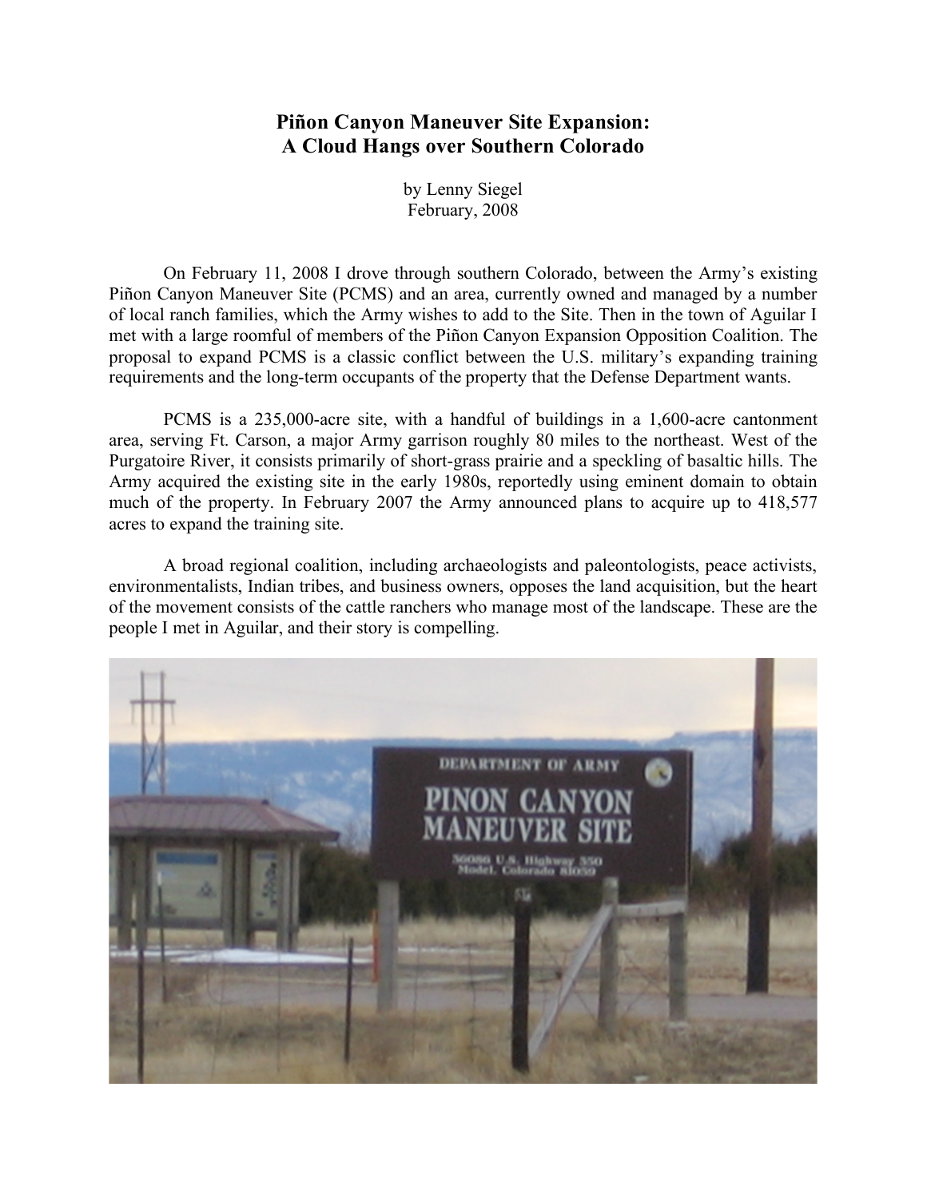# Piñon Canyon Maneuver Site Expansion: A Cloud Hangs over Southern Colorado

by Lenny Siegel
February, 2008

On February 11, 2008 I drove through southern Colorado, between the Army's existing Piñon Canyon Maneuver Site (PCMS) and an area, currently owned and managed by a number of local ranch families, which the Army wishes to add to the Site. Then in the town of Aguilar I met with a large roomful of members of the Piñon Canyon Expansion Opposition Coalition. The proposal to expand PCMS is a classic conflict between the U.S. military's expanding training requirements and the long-term occupants of the property that the Defense Department wants.

PCMS is a 235,000-acre site, with a handful of buildings in a 1,600-acre cantonment area, serving Ft. Carson, a major Army garrison roughly 80 miles to the northeast. West of the Purgatoire River, it consists primarily of short-grass prairie and a speckling of basaltic hills. The Army acquired the existing site in the early 1980s, reportedly using eminent domain to obtain much of the property. In February 2007 the Army announced plans to acquire up to 418,577 acres to expand the training site.

A broad regional coalition, including archaeologists and paleontologists, peace activists, environmentalists, Indian tribes, and business owners, opposes the land acquisition, but the heart of the movement consists of the cattle ranchers who manage most of the landscape. These are the people I met in Aguilar, and their story is compelling.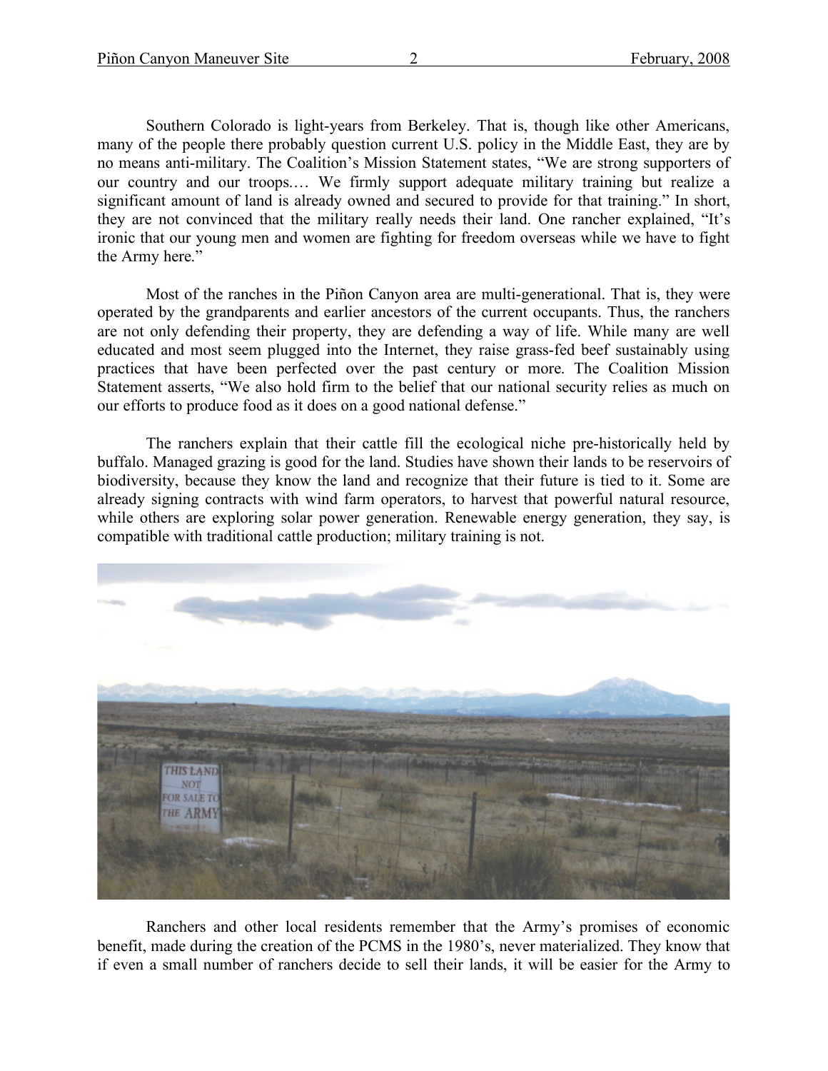Southern Colorado is light-years from Berkeley. That is, though like other Americans, many of the people there probably question current U.S. policy in the Middle East, they are by no means anti-military. The Coalition's Mission Statement states, "We are strong supporters of our country and our troops.… We firmly support adequate military training but realize a significant amount of land is already owned and secured to provide for that training." In short, they are not convinced that the military really needs their land. One rancher explained, "It's ironic that our young men and women are fighting for freedom overseas while we have to fight the Army here."

Most of the ranches in the Piñon Canyon area are multi-generational. That is, they were operated by the grandparents and earlier ancestors of the current occupants. Thus, the ranchers are not only defending their property, they are defending a way of life. While many are well educated and most seem plugged into the Internet, they raise grass-fed beef sustainably using practices that have been perfected over the past century or more. The Coalition Mission Statement asserts, "We also hold firm to the belief that our national security relies as much on our efforts to produce food as it does on a good national defense."

The ranchers explain that their cattle fill the ecological niche pre-historically held by buffalo. Managed grazing is good for the land. Studies have shown their lands to be reservoirs of biodiversity, because they know the land and recognize that their future is tied to it. Some are already signing contracts with wind farm operators, to harvest that powerful natural resource, while others are exploring solar power generation. Renewable energy generation, they say, is compatible with traditional cattle production; military training is not.

Ranchers and other local residents remember that the Army's promises of economic benefit, made during the creation of the PCMS in the 1980's, never materialized. They know that if even a small number of ranchers decide to sell their lands, it will be easier for the Army to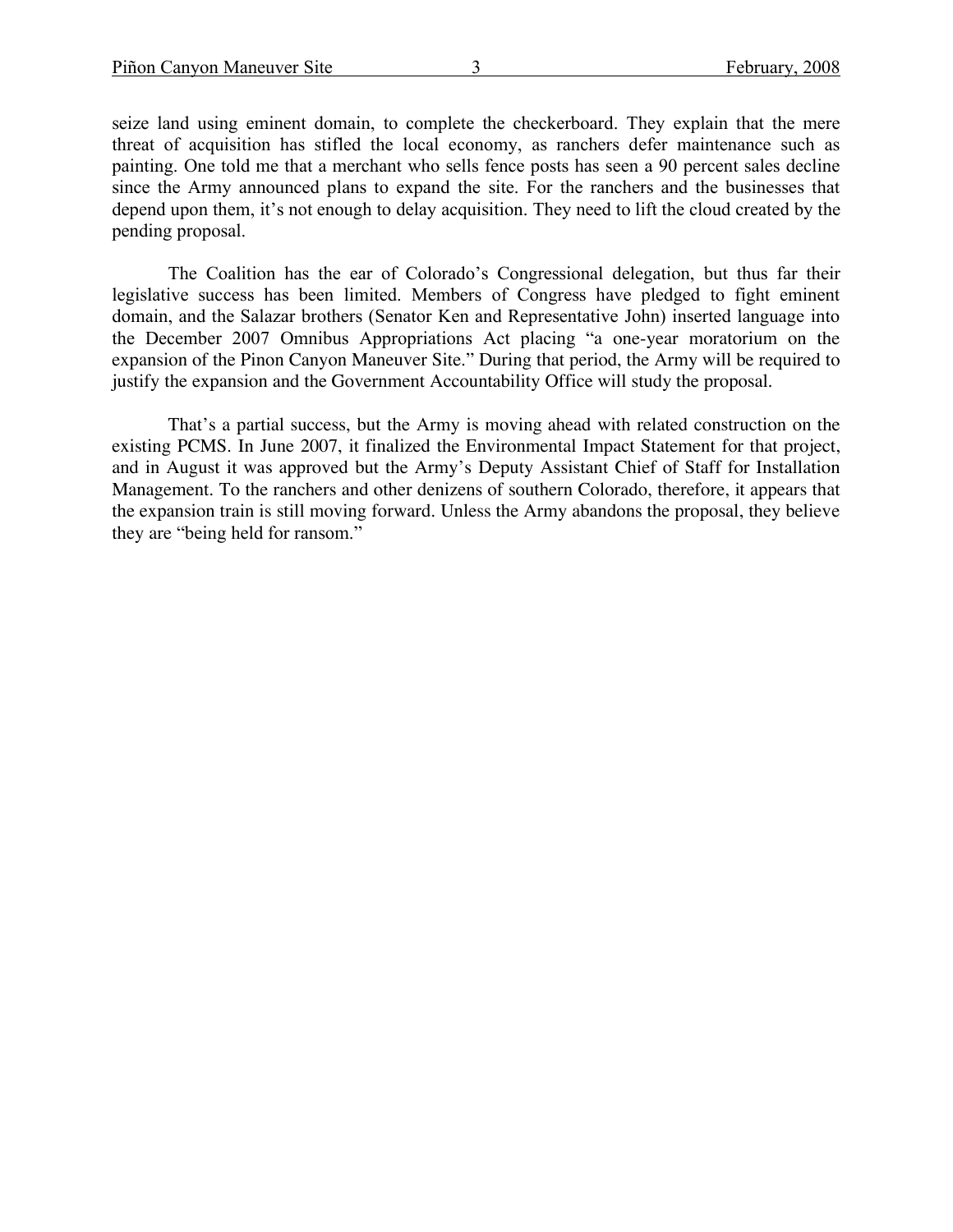seize land using eminent domain, to complete the checkerboard. They explain that the mere threat of acquisition has stifled the local economy, as ranchers defer maintenance such as painting. One told me that a merchant who sells fence posts has seen a 90 percent sales decline since the Army announced plans to expand the site. For the ranchers and the businesses that depend upon them, it's not enough to delay acquisition. They need to lift the cloud created by the pending proposal.

The Coalition has the ear of Colorado's Congressional delegation, but thus far their legislative success has been limited. Members of Congress have pledged to fight eminent domain, and the Salazar brothers (Senator Ken and Representative John) inserted language into the December 2007 Omnibus Appropriations Act placing "a one-year moratorium on the expansion of the Pinon Canyon Maneuver Site." During that period, the Army will be required to justify the expansion and the Government Accountability Office will study the proposal.

That's a partial success, but the Army is moving ahead with related construction on the existing PCMS. In June 2007, it finalized the Environmental Impact Statement for that project, and in August it was approved but the Army's Deputy Assistant Chief of Staff for Installation Management. To the ranchers and other denizens of southern Colorado, therefore, it appears that the expansion train is still moving forward. Unless the Army abandons the proposal, they believe they are "being held for ransom."